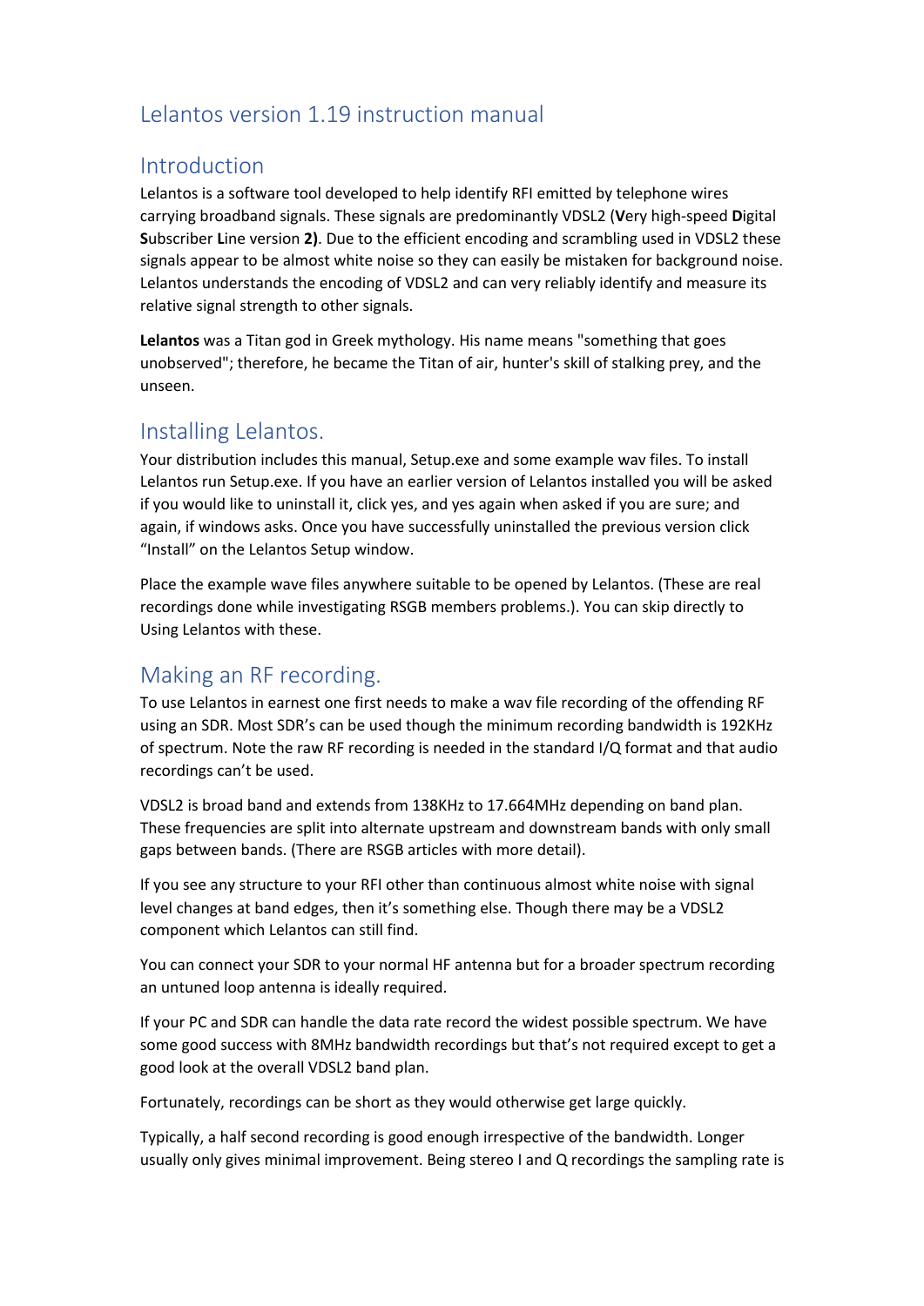# Lelantos version 1.19 instruction manual

## Introduction

Lelantos is a software tool developed to help identify RFI emitted by telephone wires carrying broadband signals. These signals are predominantly VDSL2 (**V**ery high-speed **D**igital **S**ubscriber **L**ine version **2)**. Due to the efficient encoding and scrambling used in VDSL2 these signals appear to be almost white noise so they can easily be mistaken for background noise. Lelantos understands the encoding of VDSL2 and can very reliably identify and measure its relative signal strength to other signals.

**Lelantos** was a Titan god in Greek mythology. His name means "something that goes unobserved"; therefore, he became the Titan of air, hunter's skill of stalking prey, and the unseen.

## Installing Lelantos.

Your distribution includes this manual, Setup.exe and some example wav files. To install Lelantos run Setup.exe. If you have an earlier version of Lelantos installed you will be asked if you would like to uninstall it, click yes, and yes again when asked if you are sure; and again, if windows asks. Once you have successfully uninstalled the previous version click "Install" on the Lelantos Setup window.

Place the example wave files anywhere suitable to be opened by Lelantos. (These are real recordings done while investigating RSGB members problems.). You can skip directly to Using Lelantos with these.

## Making an RF recording.

To use Lelantos in earnest one first needs to make a wav file recording of the offending RF using an SDR. Most SDR's can be used though the minimum recording bandwidth is 192KHz of spectrum. Note the raw RF recording is needed in the standard I/Q format and that audio recordings can't be used.

VDSL2 is broad band and extends from 138KHz to 17.664MHz depending on band plan. These frequencies are split into alternate upstream and downstream bands with only small gaps between bands. (There are RSGB articles with more detail).

If you see any structure to your RFI other than continuous almost white noise with signal level changes at band edges, then it's something else. Though there may be a VDSL2 component which Lelantos can still find.

You can connect your SDR to your normal HF antenna but for a broader spectrum recording an untuned loop antenna is ideally required.

If your PC and SDR can handle the data rate record the widest possible spectrum. We have some good success with 8MHz bandwidth recordings but that's not required except to get a good look at the overall VDSL2 band plan.

Fortunately, recordings can be short as they would otherwise get large quickly.

Typically, a half second recording is good enough irrespective of the bandwidth. Longer usually only gives minimal improvement. Being stereo I and Q recordings the sampling rate is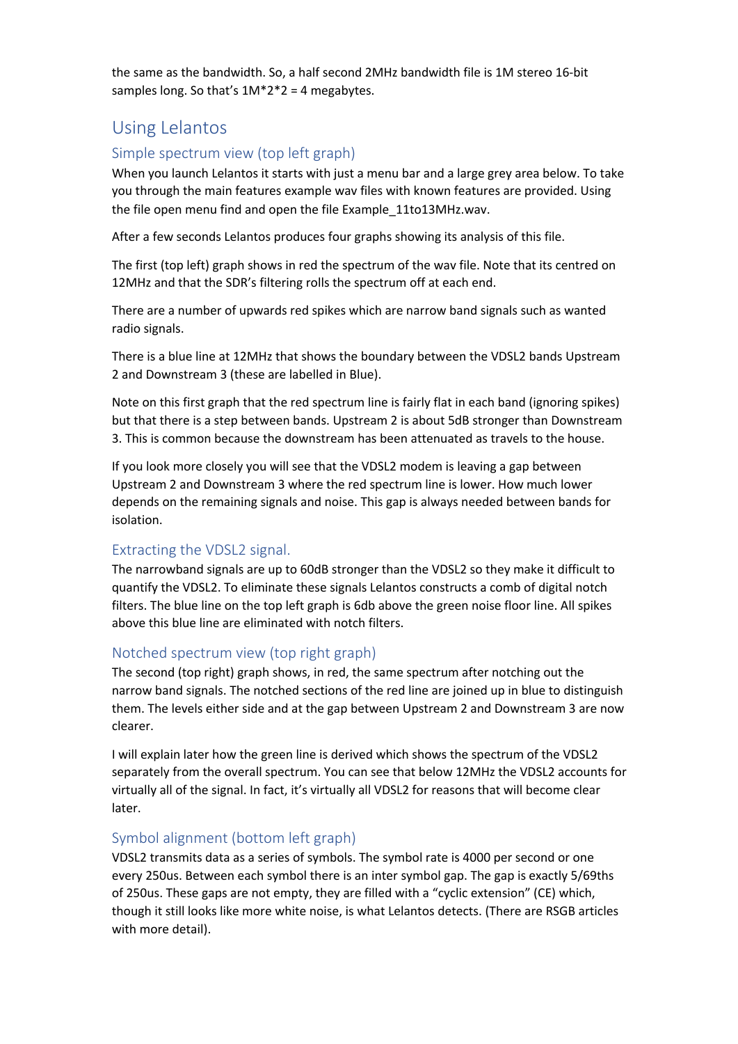the same as the bandwidth. So, a half second 2MHz bandwidth file is 1M stereo 16-bit samples long. So that's 1M*2*2 = 4 megabytes.

## Using Lelantos

### Simple spectrum view (top left graph)

When you launch Lelantos it starts with just a menu bar and a large grey area below. To take you through the main features example wav files with known features are provided. Using the file open menu find and open the file Example_11to13MHz.wav.

After a few seconds Lelantos produces four graphs showing its analysis of this file.

The first (top left) graph shows in red the spectrum of the wav file. Note that its centred on 12MHz and that the SDR's filtering rolls the spectrum off at each end.

There are a number of upwards red spikes which are narrow band signals such as wanted radio signals.

There is a blue line at 12MHz that shows the boundary between the VDSL2 bands Upstream 2 and Downstream 3 (these are labelled in Blue).

Note on this first graph that the red spectrum line is fairly flat in each band (ignoring spikes) but that there is a step between bands. Upstream 2 is about 5dB stronger than Downstream 3. This is common because the downstream has been attenuated as travels to the house.

If you look more closely you will see that the VDSL2 modem is leaving a gap between Upstream 2 and Downstream 3 where the red spectrum line is lower. How much lower depends on the remaining signals and noise. This gap is always needed between bands for isolation.

### Extracting the VDSL2 signal.

The narrowband signals are up to 60dB stronger than the VDSL2 so they make it difficult to quantify the VDSL2. To eliminate these signals Lelantos constructs a comb of digital notch filters. The blue line on the top left graph is 6db above the green noise floor line. All spikes above this blue line are eliminated with notch filters.

### Notched spectrum view (top right graph)

The second (top right) graph shows, in red, the same spectrum after notching out the narrow band signals. The notched sections of the red line are joined up in blue to distinguish them. The levels either side and at the gap between Upstream 2 and Downstream 3 are now clearer.

I will explain later how the green line is derived which shows the spectrum of the VDSL2 separately from the overall spectrum. You can see that below 12MHz the VDSL2 accounts for virtually all of the signal. In fact, it's virtually all VDSL2 for reasons that will become clear later.

### Symbol alignment (bottom left graph)

VDSL2 transmits data as a series of symbols. The symbol rate is 4000 per second or one every 250us. Between each symbol there is an inter symbol gap. The gap is exactly 5/69ths of 250us. These gaps are not empty, they are filled with a "cyclic extension" (CE) which, though it still looks like more white noise, is what Lelantos detects. (There are RSGB articles with more detail).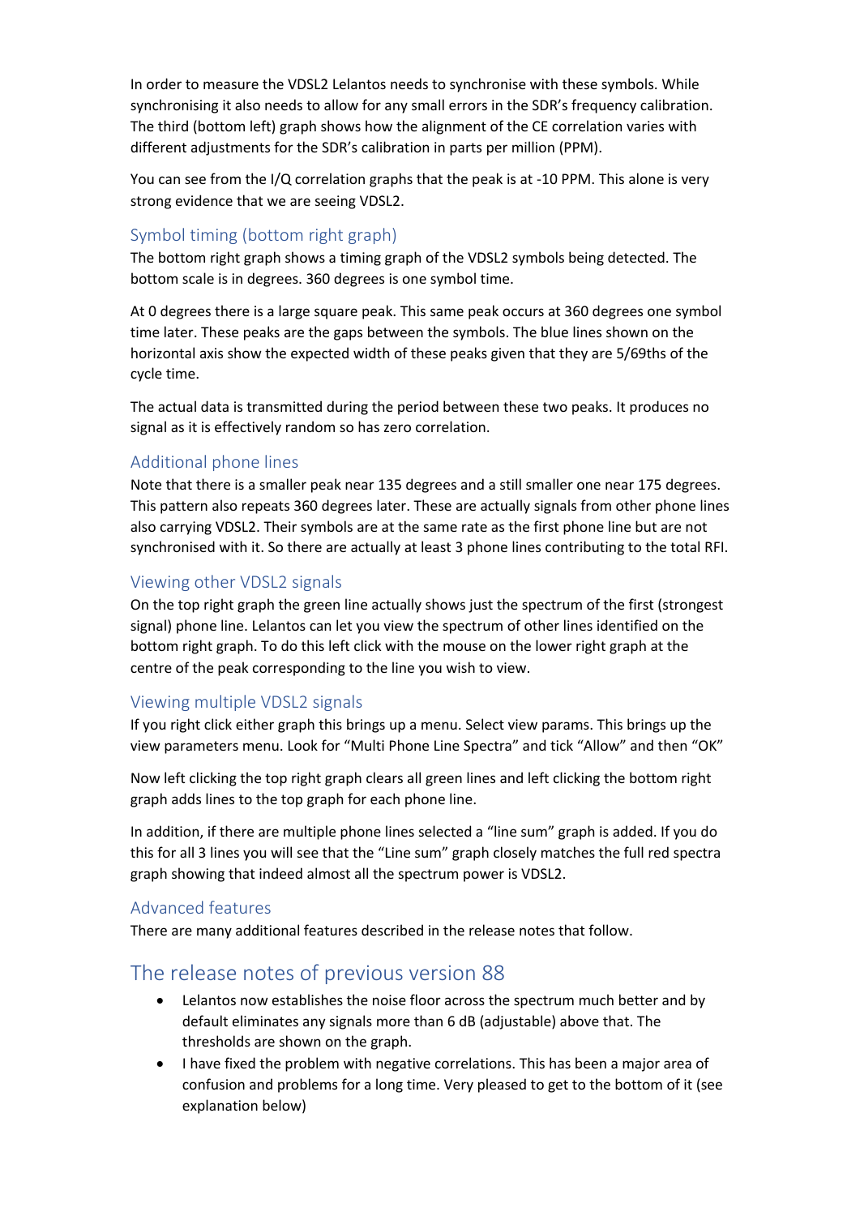In order to measure the VDSL2 Lelantos needs to synchronise with these symbols. While synchronising it also needs to allow for any small errors in the SDR's frequency calibration. The third (bottom left) graph shows how the alignment of the CE correlation varies with different adjustments for the SDR's calibration in parts per million (PPM).

You can see from the I/Q correlation graphs that the peak is at -10 PPM. This alone is very strong evidence that we are seeing VDSL2.

### Symbol timing (bottom right graph)

The bottom right graph shows a timing graph of the VDSL2 symbols being detected. The bottom scale is in degrees. 360 degrees is one symbol time.

At 0 degrees there is a large square peak. This same peak occurs at 360 degrees one symbol time later. These peaks are the gaps between the symbols. The blue lines shown on the horizontal axis show the expected width of these peaks given that they are 5/69ths of the cycle time.

The actual data is transmitted during the period between these two peaks. It produces no signal as it is effectively random so has zero correlation.

### Additional phone lines

Note that there is a smaller peak near 135 degrees and a still smaller one near 175 degrees. This pattern also repeats 360 degrees later. These are actually signals from other phone lines also carrying VDSL2. Their symbols are at the same rate as the first phone line but are not synchronised with it. So there are actually at least 3 phone lines contributing to the total RFI.

### Viewing other VDSL2 signals

On the top right graph the green line actually shows just the spectrum of the first (strongest signal) phone line. Lelantos can let you view the spectrum of other lines identified on the bottom right graph. To do this left click with the mouse on the lower right graph at the centre of the peak corresponding to the line you wish to view.

### Viewing multiple VDSL2 signals

If you right click either graph this brings up a menu. Select view params. This brings up the view parameters menu. Look for "Multi Phone Line Spectra" and tick "Allow" and then "OK"

Now left clicking the top right graph clears all green lines and left clicking the bottom right graph adds lines to the top graph for each phone line.

In addition, if there are multiple phone lines selected a "line sum" graph is added. If you do this for all 3 lines you will see that the "Line sum" graph closely matches the full red spectra graph showing that indeed almost all the spectrum power is VDSL2.

### Advanced features

There are many additional features described in the release notes that follow.

## The release notes of previous version 88

- Lelantos now establishes the noise floor across the spectrum much better and by default eliminates any signals more than 6 dB (adjustable) above that. The thresholds are shown on the graph.
- I have fixed the problem with negative correlations. This has been a major area of confusion and problems for a long time. Very pleased to get to the bottom of it (see explanation below)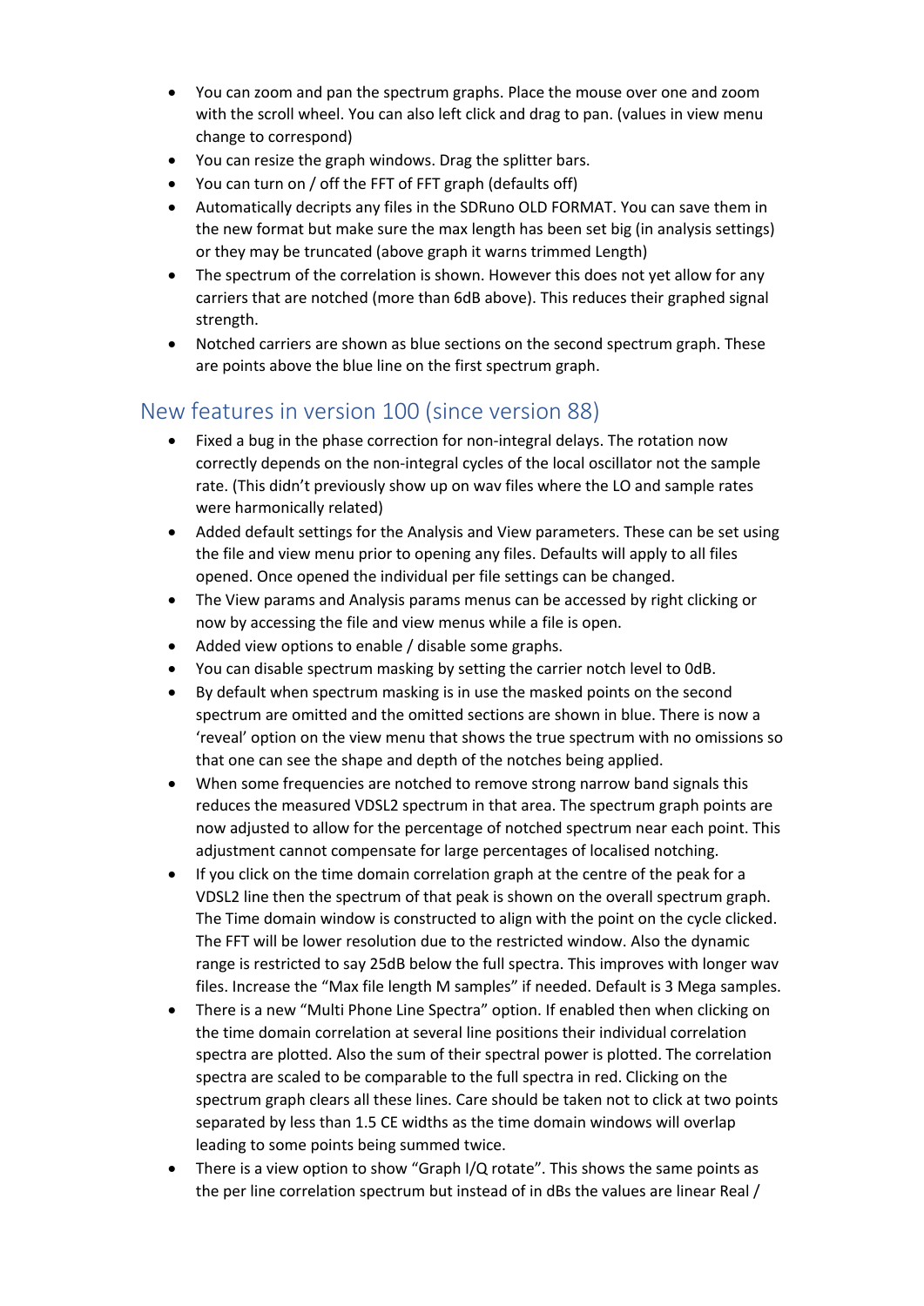- You can zoom and pan the spectrum graphs. Place the mouse over one and zoom with the scroll wheel. You can also left click and drag to pan. (values in view menu change to correspond)
- You can resize the graph windows. Drag the splitter bars.
- You can turn on / off the FFT of FFT graph (defaults off)
- Automatically decripts any files in the SDRuno OLD FORMAT. You can save them in the new format but make sure the max length has been set big (in analysis settings) or they may be truncated (above graph it warns trimmed Length)
- The spectrum of the correlation is shown. However this does not yet allow for any carriers that are notched (more than 6dB above). This reduces their graphed signal strength.
- Notched carriers are shown as blue sections on the second spectrum graph. These are points above the blue line on the first spectrum graph.

## New features in version 100 (since version 88)

- Fixed a bug in the phase correction for non-integral delays. The rotation now correctly depends on the non-integral cycles of the local oscillator not the sample rate. (This didn't previously show up on wav files where the LO and sample rates were harmonically related)
- Added default settings for the Analysis and View parameters. These can be set using the file and view menu prior to opening any files. Defaults will apply to all files opened. Once opened the individual per file settings can be changed.
- The View params and Analysis params menus can be accessed by right clicking or now by accessing the file and view menus while a file is open.
- Added view options to enable / disable some graphs.
- You can disable spectrum masking by setting the carrier notch level to 0dB.
- By default when spectrum masking is in use the masked points on the second spectrum are omitted and the omitted sections are shown in blue. There is now a 'reveal' option on the view menu that shows the true spectrum with no omissions so that one can see the shape and depth of the notches being applied.
- When some frequencies are notched to remove strong narrow band signals this reduces the measured VDSL2 spectrum in that area. The spectrum graph points are now adjusted to allow for the percentage of notched spectrum near each point. This adjustment cannot compensate for large percentages of localised notching.
- If you click on the time domain correlation graph at the centre of the peak for a VDSL2 line then the spectrum of that peak is shown on the overall spectrum graph. The Time domain window is constructed to align with the point on the cycle clicked. The FFT will be lower resolution due to the restricted window. Also the dynamic range is restricted to say 25dB below the full spectra. This improves with longer wav files. Increase the "Max file length M samples" if needed. Default is 3 Mega samples.
- There is a new "Multi Phone Line Spectra" option. If enabled then when clicking on the time domain correlation at several line positions their individual correlation spectra are plotted. Also the sum of their spectral power is plotted. The correlation spectra are scaled to be comparable to the full spectra in red. Clicking on the spectrum graph clears all these lines. Care should be taken not to click at two points separated by less than 1.5 CE widths as the time domain windows will overlap leading to some points being summed twice.
- There is a view option to show "Graph I/Q rotate". This shows the same points as the per line correlation spectrum but instead of in dBs the values are linear Real /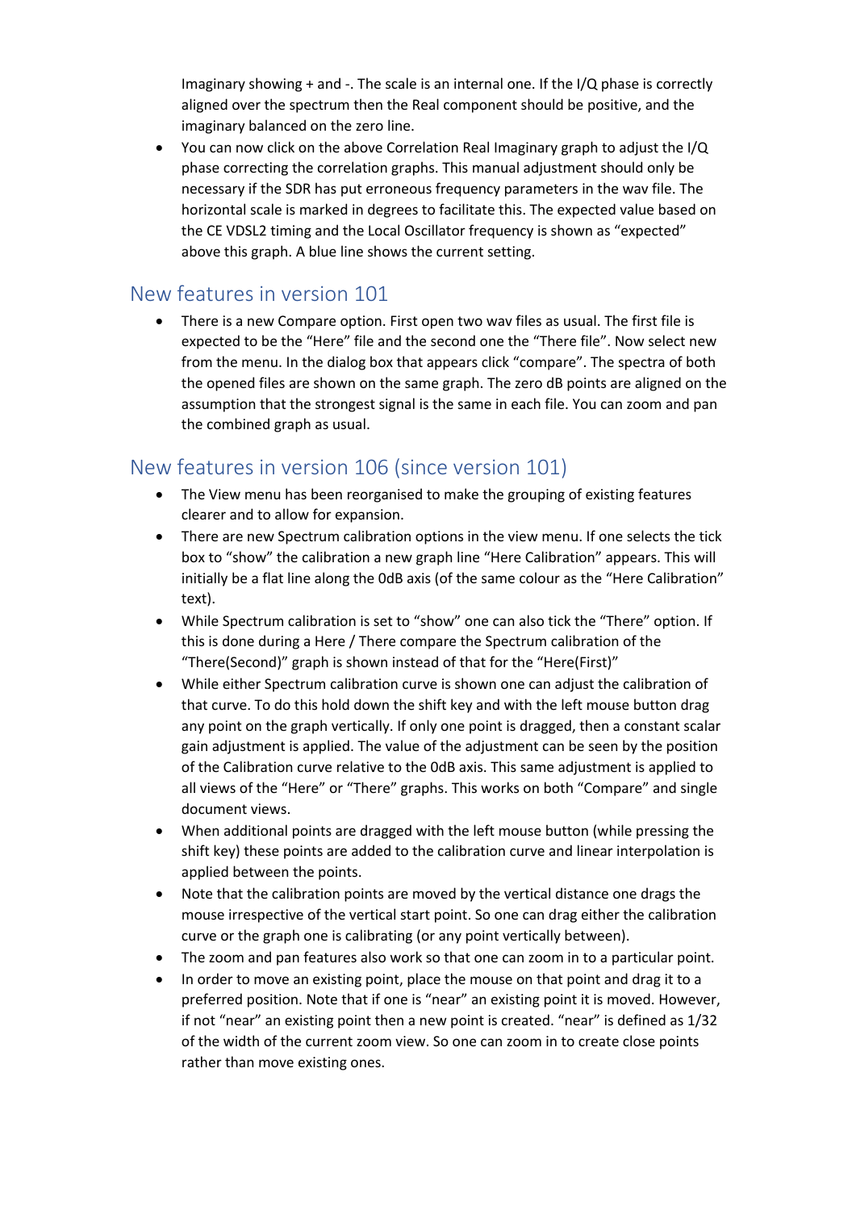Imaginary showing + and -. The scale is an internal one. If the I/Q phase is correctly aligned over the spectrum then the Real component should be positive, and the imaginary balanced on the zero line.

- You can now click on the above Correlation Real Imaginary graph to adjust the I/Q phase correcting the correlation graphs. This manual adjustment should only be necessary if the SDR has put erroneous frequency parameters in the wav file. The horizontal scale is marked in degrees to facilitate this. The expected value based on the CE VDSL2 timing and the Local Oscillator frequency is shown as "expected" above this graph. A blue line shows the current setting.

## New features in version 101

- There is a new Compare option. First open two wav files as usual. The first file is expected to be the "Here" file and the second one the "There file". Now select new from the menu. In the dialog box that appears click "compare". The spectra of both the opened files are shown on the same graph. The zero dB points are aligned on the assumption that the strongest signal is the same in each file. You can zoom and pan the combined graph as usual.

## New features in version 106 (since version 101)

- The View menu has been reorganised to make the grouping of existing features clearer and to allow for expansion.
- There are new Spectrum calibration options in the view menu. If one selects the tick box to "show" the calibration a new graph line "Here Calibration" appears. This will initially be a flat line along the 0dB axis (of the same colour as the "Here Calibration" text).
- While Spectrum calibration is set to "show" one can also tick the "There" option. If this is done during a Here / There compare the Spectrum calibration of the "There(Second)" graph is shown instead of that for the "Here(First)"
- While either Spectrum calibration curve is shown one can adjust the calibration of that curve. To do this hold down the shift key and with the left mouse button drag any point on the graph vertically. If only one point is dragged, then a constant scalar gain adjustment is applied. The value of the adjustment can be seen by the position of the Calibration curve relative to the 0dB axis. This same adjustment is applied to all views of the "Here" or "There" graphs. This works on both "Compare" and single document views.
- When additional points are dragged with the left mouse button (while pressing the shift key) these points are added to the calibration curve and linear interpolation is applied between the points.
- Note that the calibration points are moved by the vertical distance one drags the mouse irrespective of the vertical start point. So one can drag either the calibration curve or the graph one is calibrating (or any point vertically between).
- The zoom and pan features also work so that one can zoom in to a particular point.
- In order to move an existing point, place the mouse on that point and drag it to a preferred position. Note that if one is "near" an existing point it is moved. However, if not "near" an existing point then a new point is created. "near" is defined as 1/32 of the width of the current zoom view. So one can zoom in to create close points rather than move existing ones.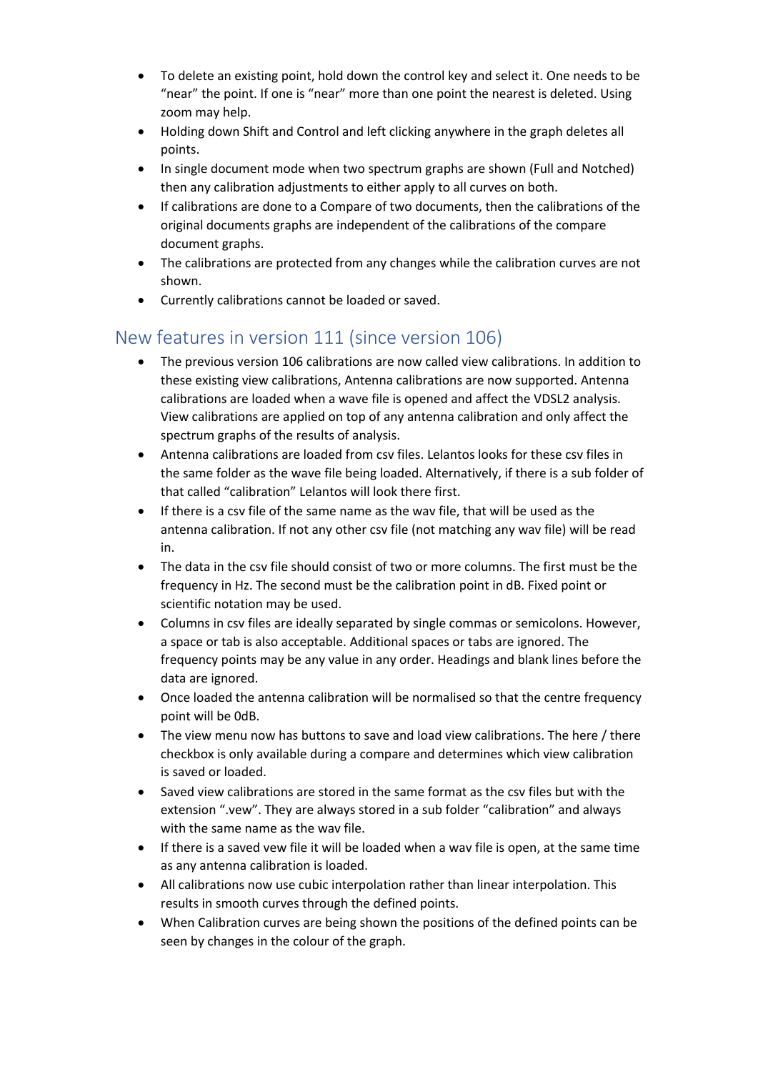- To delete an existing point, hold down the control key and select it. One needs to be "near" the point. If one is "near" more than one point the nearest is deleted. Using zoom may help.
- Holding down Shift and Control and left clicking anywhere in the graph deletes all points.
- In single document mode when two spectrum graphs are shown (Full and Notched) then any calibration adjustments to either apply to all curves on both.
- If calibrations are done to a Compare of two documents, then the calibrations of the original documents graphs are independent of the calibrations of the compare document graphs.
- The calibrations are protected from any changes while the calibration curves are not shown.
- Currently calibrations cannot be loaded or saved.

## New features in version 111 (since version 106)

- The previous version 106 calibrations are now called view calibrations. In addition to these existing view calibrations, Antenna calibrations are now supported. Antenna calibrations are loaded when a wave file is opened and affect the VDSL2 analysis. View calibrations are applied on top of any antenna calibration and only affect the spectrum graphs of the results of analysis.
- Antenna calibrations are loaded from csv files. Lelantos looks for these csv files in the same folder as the wave file being loaded. Alternatively, if there is a sub folder of that called "calibration" Lelantos will look there first.
- If there is a csv file of the same name as the wav file, that will be used as the antenna calibration. If not any other csv file (not matching any wav file) will be read in.
- The data in the csv file should consist of two or more columns. The first must be the frequency in Hz. The second must be the calibration point in dB. Fixed point or scientific notation may be used.
- Columns in csv files are ideally separated by single commas or semicolons. However, a space or tab is also acceptable. Additional spaces or tabs are ignored. The frequency points may be any value in any order. Headings and blank lines before the data are ignored.
- Once loaded the antenna calibration will be normalised so that the centre frequency point will be 0dB.
- The view menu now has buttons to save and load view calibrations. The here / there checkbox is only available during a compare and determines which view calibration is saved or loaded.
- Saved view calibrations are stored in the same format as the csv files but with the extension ".vew". They are always stored in a sub folder "calibration" and always with the same name as the wav file.
- If there is a saved vew file it will be loaded when a wav file is open, at the same time as any antenna calibration is loaded.
- All calibrations now use cubic interpolation rather than linear interpolation. This results in smooth curves through the defined points.
- When Calibration curves are being shown the positions of the defined points can be seen by changes in the colour of the graph.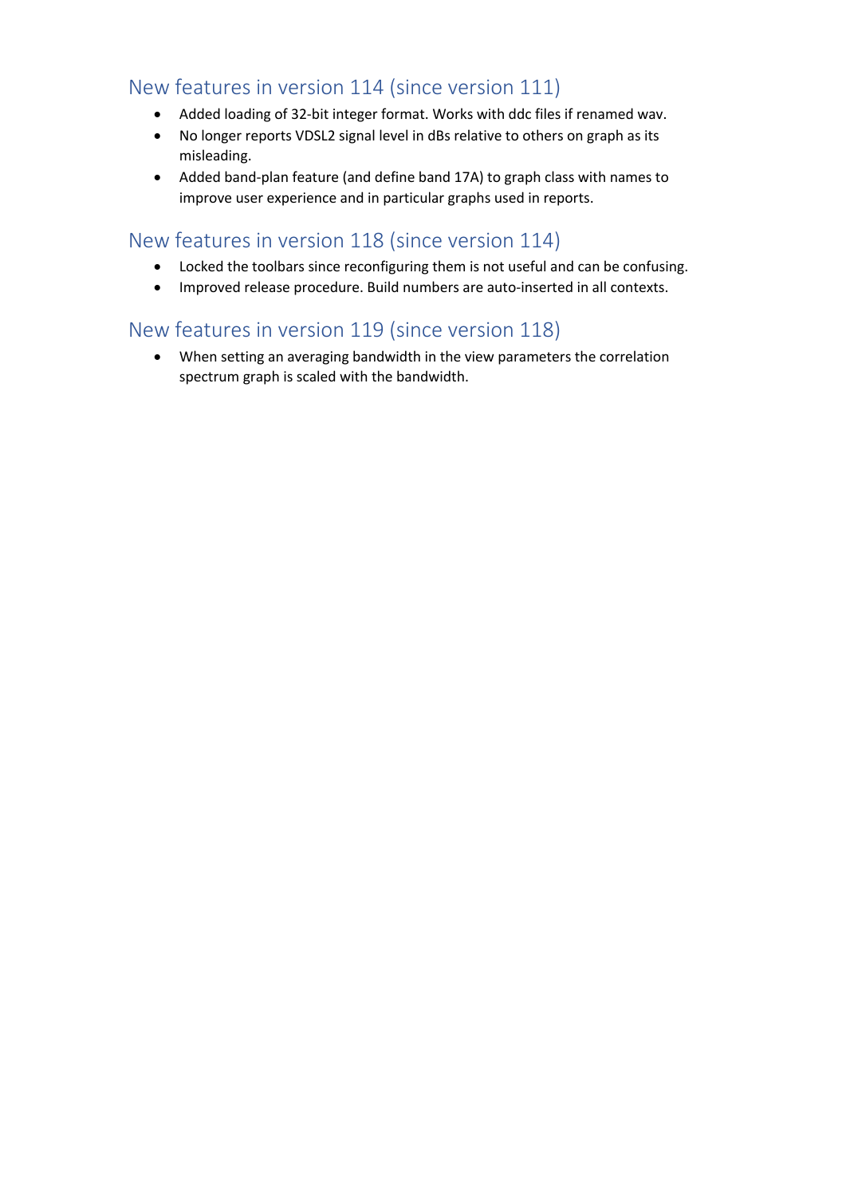## New features in version 114 (since version 111)

- Added loading of 32-bit integer format. Works with ddc files if renamed wav.
- No longer reports VDSL2 signal level in dBs relative to others on graph as its misleading.
- Added band-plan feature (and define band 17A) to graph class with names to improve user experience and in particular graphs used in reports.

## New features in version 118 (since version 114)

- Locked the toolbars since reconfiguring them is not useful and can be confusing.
- Improved release procedure. Build numbers are auto-inserted in all contexts.

## New features in version 119 (since version 118)

- When setting an averaging bandwidth in the view parameters the correlation spectrum graph is scaled with the bandwidth.